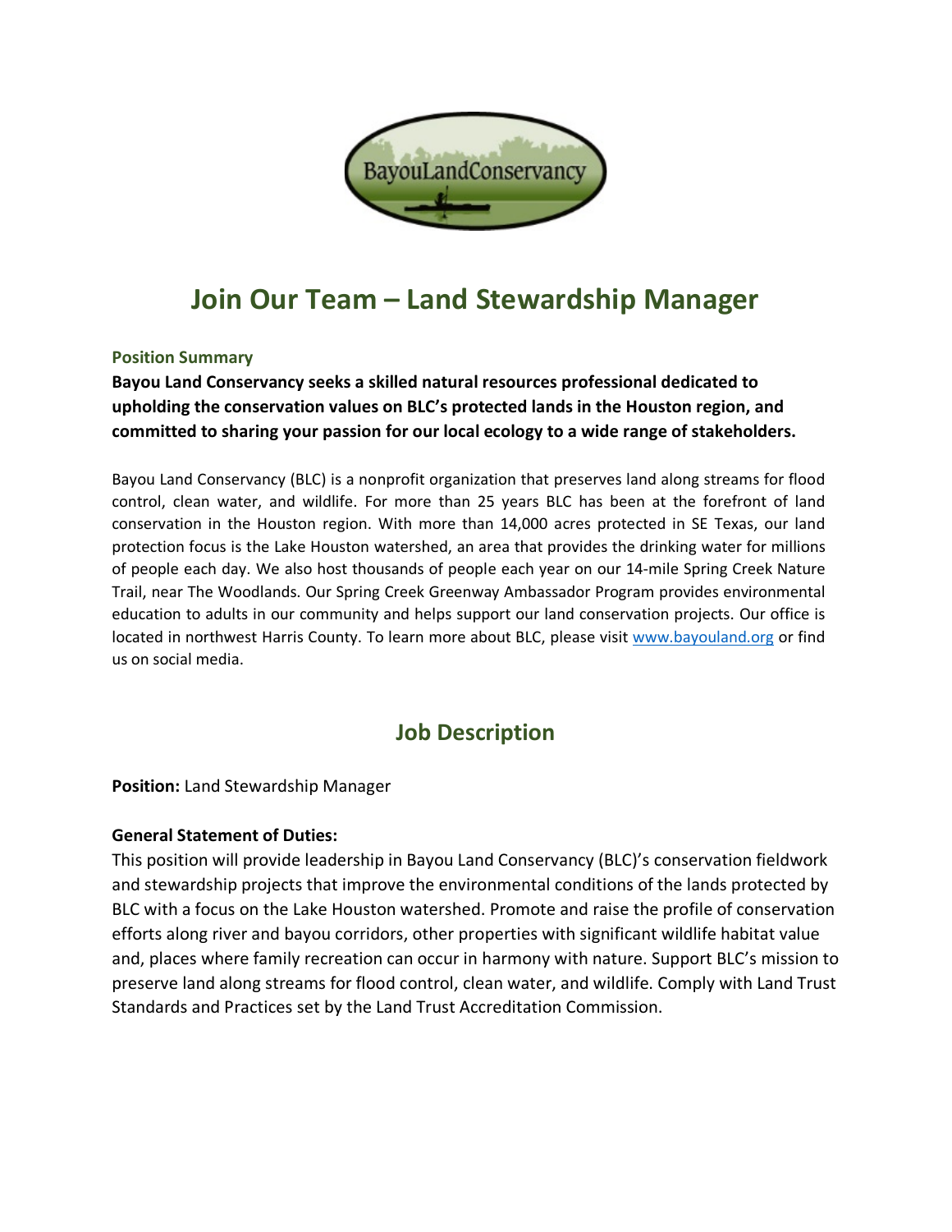# Join Our Team – Land Stewardship Manager

### Position Summary

**Bayou Land Conservancy seeks a skilled natural resources professional dedicated to upholding the conservation values on BLC's protected lands in the Houston region, and committed to sharing your passion for our local ecology to a wide range of stakeholders.**

Bayou Land Conservancy (BLC) is a nonprofit organization that preserves land along streams for flood control, clean water, and wildlife. For more than 25 years BLC has been at the forefront of land conservation in the Houston region. With more than 14,000 acres protected in SE Texas, our land protection focus is the Lake Houston watershed, an area that provides the drinking water for millions of people each day. We also host thousands of people each year on our 14-mile Spring Creek Nature Trail, near The Woodlands. Our Spring Creek Greenway Ambassador Program provides environmental education to adults in our community and helps support our land conservation projects. Our office is located in northwest Harris County. To learn more about BLC, please visit [www.bayouland.org](http://www.bayouland.org) or find us on social media.

## Job Description

**Position:** Land Stewardship Manager

**General Statement of Duties:**

This position will provide leadership in Bayou Land Conservancy (BLC)'s conservation fieldwork and stewardship projects that improve the environmental conditions of the lands protected by BLC with a focus on the Lake Houston watershed. Promote and raise the profile of conservation efforts along river and bayou corridors, other properties with significant wildlife habitat value and, places where family recreation can occur in harmony with nature. Support BLC's mission to preserve land along streams for flood control, clean water, and wildlife. Comply with Land Trust Standards and Practices set by the Land Trust Accreditation Commission.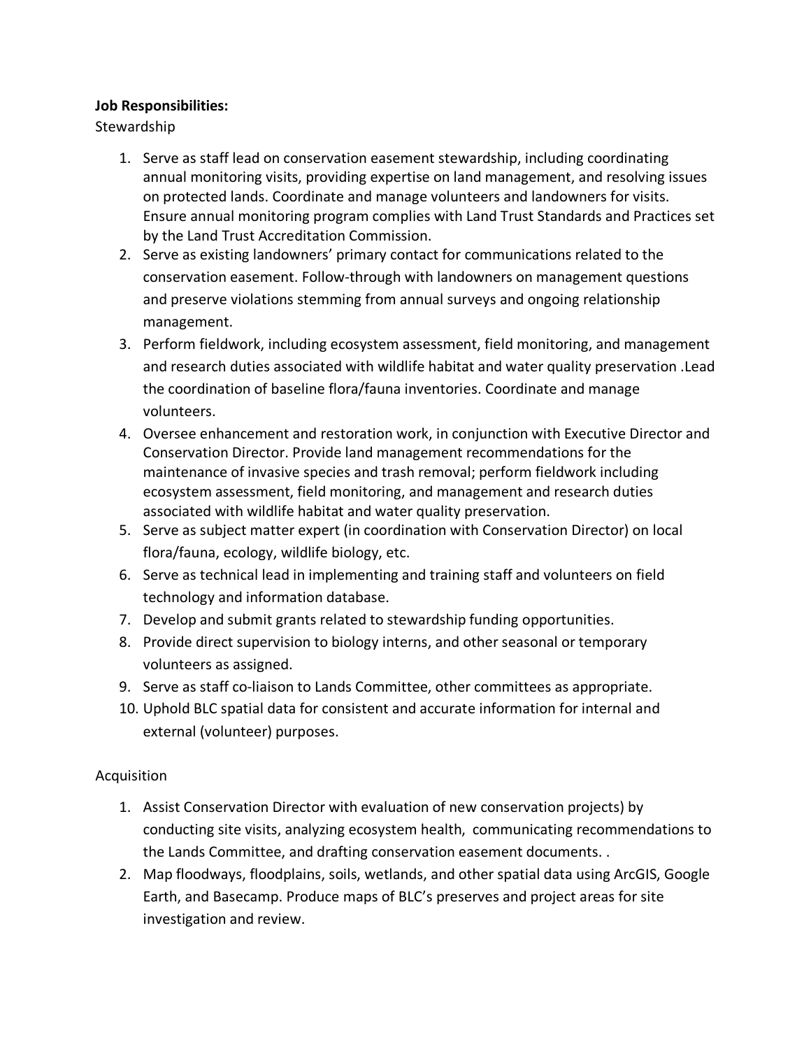**Job Responsibilities:**

Stewardship

1. Serve as staff lead on conservation easement stewardship, including coordinating annual monitoring visits, providing expertise on land management, and resolving issues on protected lands. Coordinate and manage volunteers and landowners for visits. Ensure annual monitoring program complies with Land Trust Standards and Practices set by the Land Trust Accreditation Commission.
2. Serve as existing landowners' primary contact for communications related to the conservation easement. Follow-through with landowners on management questions and preserve violations stemming from annual surveys and ongoing relationship management.
3. Perform fieldwork, including ecosystem assessment, field monitoring, and management and research duties associated with wildlife habitat and water quality preservation .Lead the coordination of baseline flora/fauna inventories. Coordinate and manage volunteers.
4. Oversee enhancement and restoration work, in conjunction with Executive Director and Conservation Director. Provide land management recommendations for the maintenance of invasive species and trash removal; perform fieldwork including ecosystem assessment, field monitoring, and management and research duties associated with wildlife habitat and water quality preservation.
5. Serve as subject matter expert (in coordination with Conservation Director) on local flora/fauna, ecology, wildlife biology, etc.
6. Serve as technical lead in implementing and training staff and volunteers on field technology and information database.
7. Develop and submit grants related to stewardship funding opportunities.
8. Provide direct supervision to biology interns, and other seasonal or temporary volunteers as assigned.
9. Serve as staff co-liaison to Lands Committee, other committees as appropriate.
10. Uphold BLC spatial data for consistent and accurate information for internal and external (volunteer) purposes.

Acquisition

1. Assist Conservation Director with evaluation of new conservation projects) by conducting site visits, analyzing ecosystem health, communicating recommendations to the Lands Committee, and drafting conservation easement documents. .
2. Map floodways, floodplains, soils, wetlands, and other spatial data using ArcGIS, Google Earth, and Basecamp. Produce maps of BLC's preserves and project areas for site investigation and review.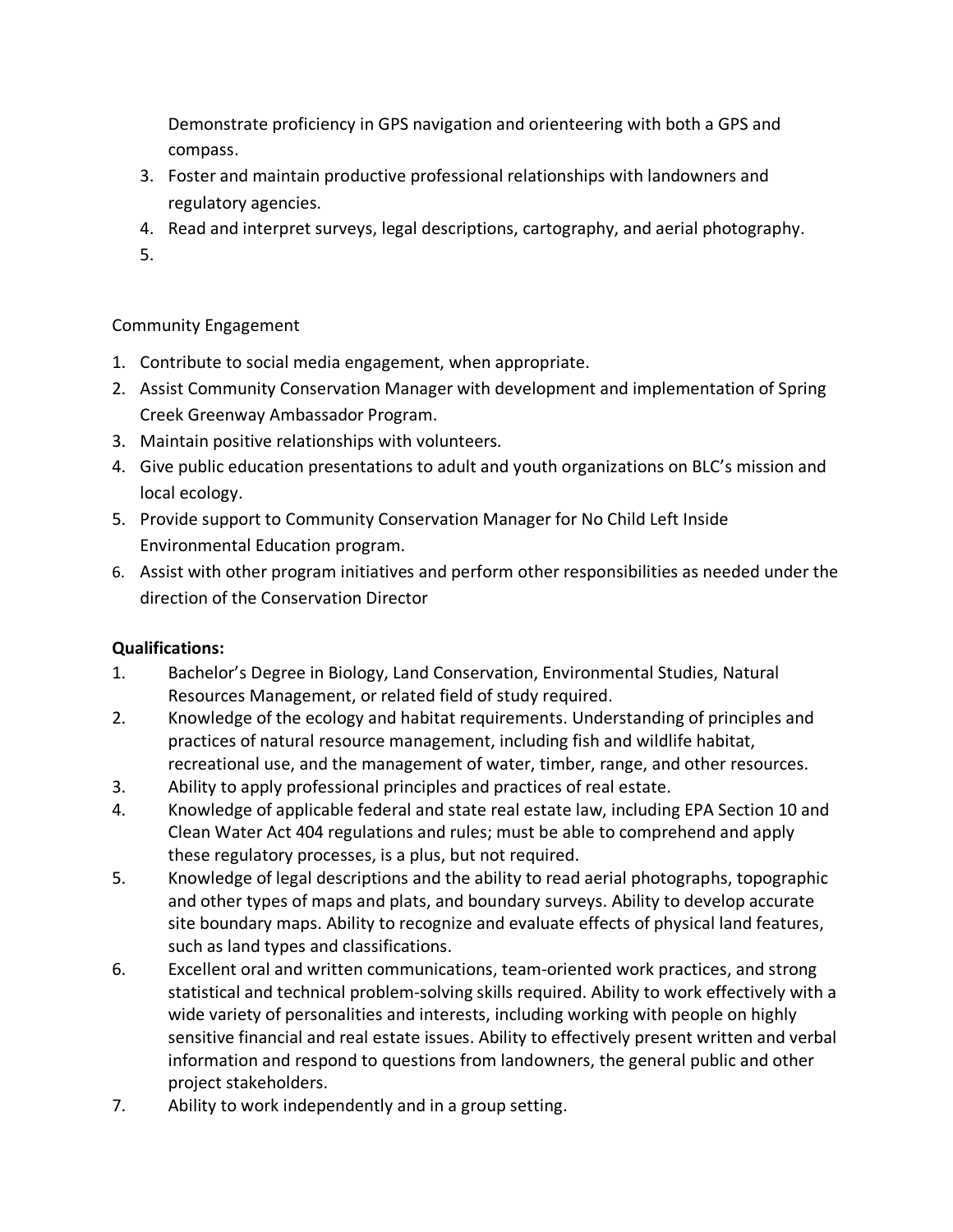Demonstrate proficiency in GPS navigation and orienteering with both a GPS and compass.

3. Foster and maintain productive professional relationships with landowners and regulatory agencies.
4. Read and interpret surveys, legal descriptions, cartography, and aerial photography.
5. 

Community Engagement

1. Contribute to social media engagement, when appropriate.
2. Assist Community Conservation Manager with development and implementation of Spring Creek Greenway Ambassador Program.
3. Maintain positive relationships with volunteers.
4. Give public education presentations to adult and youth organizations on BLC's mission and local ecology.
5. Provide support to Community Conservation Manager for No Child Left Inside Environmental Education program.
6. Assist with other program initiatives and perform other responsibilities as needed under the direction of the Conservation Director

**Qualifications:**

1. Bachelor's Degree in Biology, Land Conservation, Environmental Studies, Natural Resources Management, or related field of study required.
2. Knowledge of the ecology and habitat requirements. Understanding of principles and practices of natural resource management, including fish and wildlife habitat, recreational use, and the management of water, timber, range, and other resources.
3. Ability to apply professional principles and practices of real estate.
4. Knowledge of applicable federal and state real estate law, including EPA Section 10 and Clean Water Act 404 regulations and rules; must be able to comprehend and apply these regulatory processes, is a plus, but not required.
5. Knowledge of legal descriptions and the ability to read aerial photographs, topographic and other types of maps and plats, and boundary surveys. Ability to develop accurate site boundary maps. Ability to recognize and evaluate effects of physical land features, such as land types and classifications.
6. Excellent oral and written communications, team-oriented work practices, and strong statistical and technical problem-solving skills required. Ability to work effectively with a wide variety of personalities and interests, including working with people on highly sensitive financial and real estate issues. Ability to effectively present written and verbal information and respond to questions from landowners, the general public and other project stakeholders.
7. Ability to work independently and in a group setting.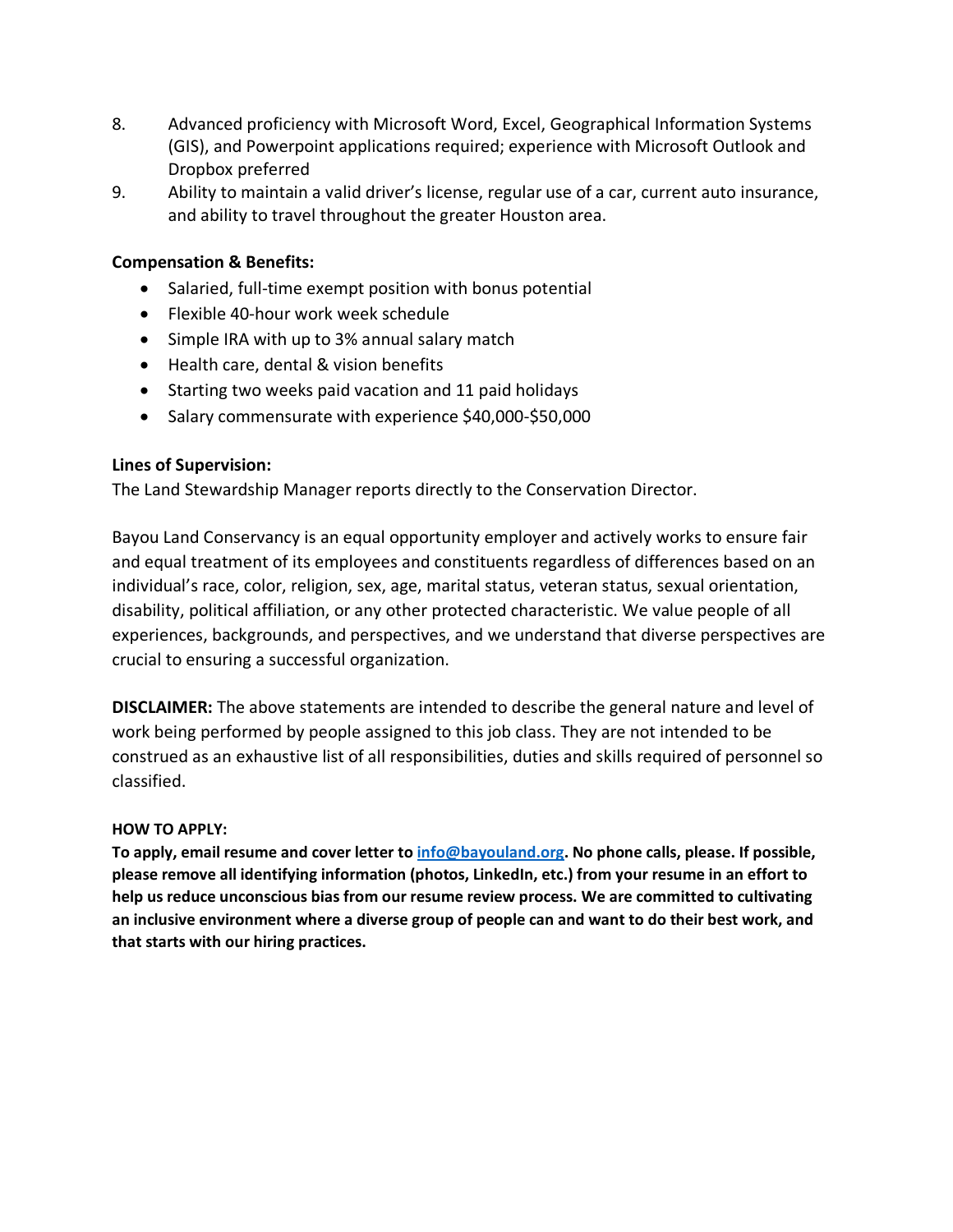8. Advanced proficiency with Microsoft Word, Excel, Geographical Information Systems (GIS), and Powerpoint applications required; experience with Microsoft Outlook and Dropbox preferred
9. Ability to maintain a valid driver's license, regular use of a car, current auto insurance, and ability to travel throughout the greater Houston area.

**Compensation & Benefits:**

- Salaried, full-time exempt position with bonus potential
- Flexible 40-hour work week schedule
- Simple IRA with up to 3% annual salary match
- Health care, dental & vision benefits
- Starting two weeks paid vacation and 11 paid holidays
- Salary commensurate with experience $40,000-$50,000

**Lines of Supervision:**

The Land Stewardship Manager reports directly to the Conservation Director.

Bayou Land Conservancy is an equal opportunity employer and actively works to ensure fair and equal treatment of its employees and constituents regardless of differences based on an individual's race, color, religion, sex, age, marital status, veteran status, sexual orientation, disability, political affiliation, or any other protected characteristic. We value people of all experiences, backgrounds, and perspectives, and we understand that diverse perspectives are crucial to ensuring a successful organization.

**DISCLAIMER:** The above statements are intended to describe the general nature and level of work being performed by people assigned to this job class. They are not intended to be construed as an exhaustive list of all responsibilities, duties and skills required of personnel so classified.

**HOW TO APPLY:**

**To apply, email resume and cover letter to [info@bayouland.org](mailto:info@bayouland.org). No phone calls, please. If possible, please remove all identifying information (photos, LinkedIn, etc.) from your resume in an effort to help us reduce unconscious bias from our resume review process. We are committed to cultivating an inclusive environment where a diverse group of people can and want to do their best work, and that starts with our hiring practices.**